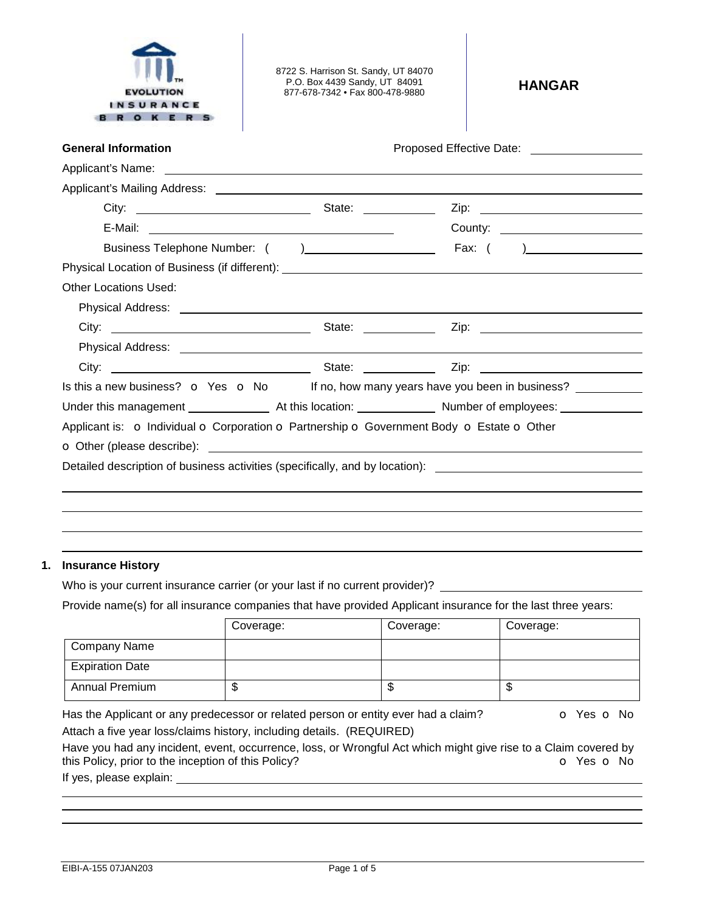EVOLUTION INSURANCE BROKERS

8722 S. Harrison St. Sandy, UT 84070
P.O. Box 4439 Sandy, UT 84091
877-678-7342 • Fax 800-478-9880

**HANGAR**

**General Information** Proposed Effective Date: ________________

Applicant's Name: ________________

Applicant's Mailing Address: ________________

City: ________________ State: ________ Zip: ________________

E-Mail: ________________ County: ________________

Business Telephone Number: ( ) ________________ Fax: ( ) ________________

Physical Location of Business (if different): ________________

Other Locations Used:

Physical Address: ________________

City: ________________ State: ________ Zip: ________________

Physical Address: ________________

City: ________________ State: ________ Zip: ________________

Is this a new business? o Yes o No If no, how many years have you been in business? ________

Under this management ________ At this location: ________ Number of employees: ________

Applicant is: o Individual o Corporation o Partnership o Government Body o Estate o Other

o Other (please describe): ________________

Detailed description of business activities (specifically, and by location): ________________

________________

________________

________________

________________

## 1. Insurance History

Who is your current insurance carrier (or your last if no current provider)? ________________

Provide name(s) for all insurance companies that have provided Applicant insurance for the last three years:

| | Coverage: | Coverage: | Coverage: |
|---|---|---|---|
| Company Name | | | |
| Expiration Date | | | |
| Annual Premium | $ | $ | $ |

Has the Applicant or any predecessor or related person or entity ever had a claim? o Yes o No

Attach a five year loss/claims history, including details. (REQUIRED)

Have you had any incident, event, occurrence, loss, or Wrongful Act which might give rise to a Claim covered by this Policy, prior to the inception of this Policy? o Yes o No

If yes, please explain: ________________

________________

________________

________________

EIBI-A-155 07JAN203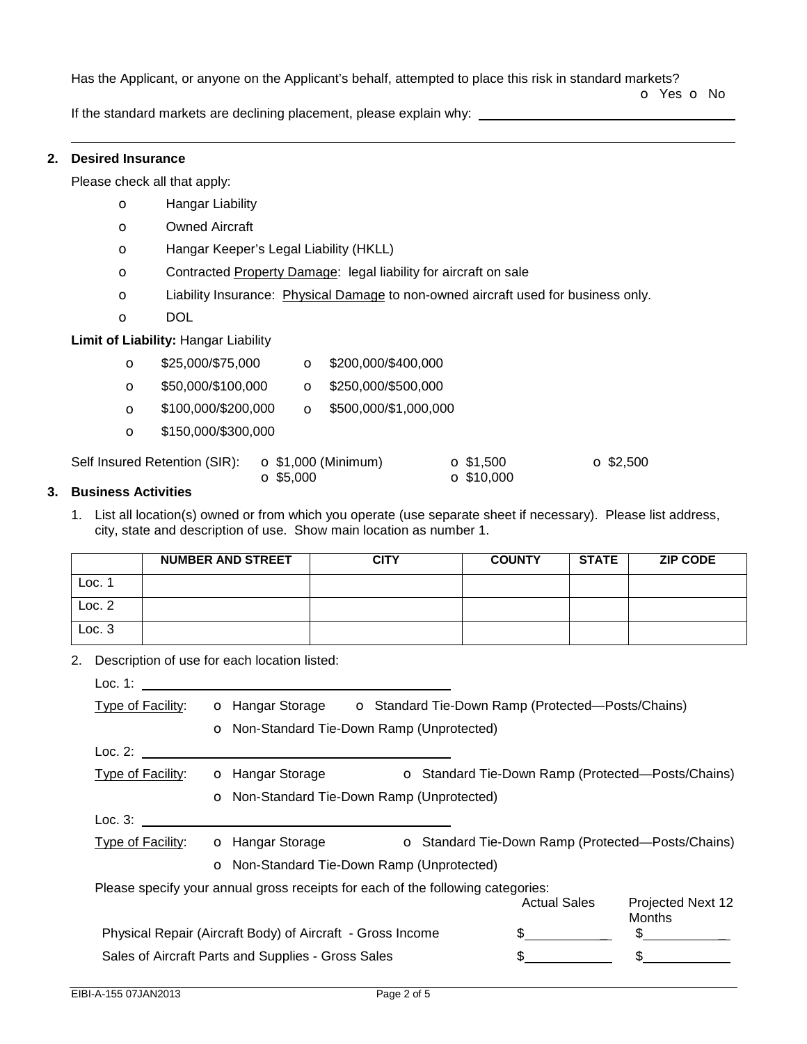Has the Applicant, or anyone on the Applicant's behalf, attempted to place this risk in standard markets?

o Yes o No

If the standard markets are declining placement, please explain why: ______________________________

## 2. Desired Insurance

Please check all that apply:

- o Hangar Liability
- o Owned Aircraft
- o Hangar Keeper's Legal Liability (HKLL)
- o Contracted Property Damage: legal liability for aircraft on sale
- o Liability Insurance: Physical Damage to non-owned aircraft used for business only.
- o DOL

**Limit of Liability:** Hangar Liability

- o $25,000/$75,000
- o $50,000/$100,000
- o $100,000/$200,000
- o $150,000/$300,000
- o $200,000/$400,000
- o $250,000/$500,000
- o $500,000/$1,000,000

Self Insured Retention (SIR): o $1,000 (Minimum) o $1,500 o $2,500 o $5,000 o $10,000

## 3. Business Activities

1. List all location(s) owned or from which you operate (use separate sheet if necessary). Please list address, city, state and description of use. Show main location as number 1.

| | NUMBER AND STREET | CITY | COUNTY | STATE | ZIP CODE |
|---|---|---|---|---|---|
| Loc. 1 | | | | | |
| Loc. 2 | | | | | |
| Loc. 3 | | | | | |

2. Description of use for each location listed:

Loc. 1: ______________________________

Type of Facility: o Hangar Storage o Standard Tie-Down Ramp (Protected—Posts/Chains) o Non-Standard Tie-Down Ramp (Unprotected)

Loc. 2: ______________________________

Type of Facility: o Hangar Storage o Standard Tie-Down Ramp (Protected—Posts/Chains) o Non-Standard Tie-Down Ramp (Unprotected)

Loc. 3: ______________________________

Type of Facility: o Hangar Storage o Standard Tie-Down Ramp (Protected—Posts/Chains) o Non-Standard Tie-Down Ramp (Unprotected)

Please specify your annual gross receipts for each of the following categories:

| | Actual Sales | Projected Next 12 Months |
|---|---|---|
| Physical Repair (Aircraft Body) of Aircraft - Gross Income | $ | $ |
| Sales of Aircraft Parts and Supplies - Gross Sales | $ | $ |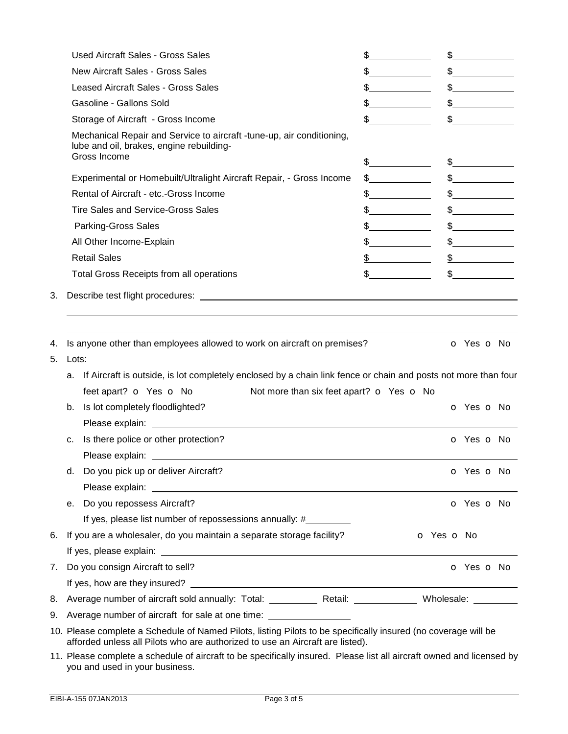| | | |
|---|---|---|
| Used Aircraft Sales - Gross Sales | $\_\_\_\_\_\_\_\_\_\_ | $\_\_\_\_\_\_\_\_\_\_ |
| New Aircraft Sales - Gross Sales | $\_\_\_\_\_\_\_\_\_\_ | $\_\_\_\_\_\_\_\_\_\_ |
| Leased Aircraft Sales - Gross Sales | $\_\_\_\_\_\_\_\_\_\_ | $\_\_\_\_\_\_\_\_\_\_ |
| Gasoline - Gallons Sold | $\_\_\_\_\_\_\_\_\_\_ | $\_\_\_\_\_\_\_\_\_\_ |
| Storage of Aircraft - Gross Income | $\_\_\_\_\_\_\_\_\_\_ | $\_\_\_\_\_\_\_\_\_\_ |
| Mechanical Repair and Service to aircraft -tune-up, air conditioning, lube and oil, brakes, engine rebuilding- Gross Income | $\_\_\_\_\_\_\_\_\_\_ | $\_\_\_\_\_\_\_\_\_\_ |
| Experimental or Homebuilt/Ultralight Aircraft Repair, - Gross Income | $\_\_\_\_\_\_\_\_\_\_ | $\_\_\_\_\_\_\_\_\_\_ |
| Rental of Aircraft - etc.-Gross Income | $\_\_\_\_\_\_\_\_\_\_ | $\_\_\_\_\_\_\_\_\_\_ |
| Tire Sales and Service-Gross Sales | $\_\_\_\_\_\_\_\_\_\_ | $\_\_\_\_\_\_\_\_\_\_ |
| Parking-Gross Sales | $\_\_\_\_\_\_\_\_\_\_ | $\_\_\_\_\_\_\_\_\_\_ |
| All Other Income-Explain | $\_\_\_\_\_\_\_\_\_\_ | $\_\_\_\_\_\_\_\_\_\_ |
| Retail Sales | $\_\_\_\_\_\_\_\_\_\_ | $\_\_\_\_\_\_\_\_\_\_ |
| Total Gross Receipts from all operations | $\_\_\_\_\_\_\_\_\_\_ | $\_\_\_\_\_\_\_\_\_\_ |

3. Describe test flight procedures: \_\_\_\_\_\_\_\_\_\_\_\_\_\_\_\_\_\_\_\_\_\_\_\_\_\_\_\_\_\_\_\_\_\_\_\_\_\_\_\_

   \_\_\_\_\_\_\_\_\_\_\_\_\_\_\_\_\_\_\_\_\_\_\_\_\_\_\_\_\_\_\_\_\_\_\_\_\_\_\_\_\_\_\_\_\_\_\_\_\_\_\_\_\_\_\_\_\_\_\_\_\_\_

   \_\_\_\_\_\_\_\_\_\_\_\_\_\_\_\_\_\_\_\_\_\_\_\_\_\_\_\_\_\_\_\_\_\_\_\_\_\_\_\_\_\_\_\_\_\_\_\_\_\_\_\_\_\_\_\_\_\_\_\_\_\_

4. Is anyone other than employees allowed to work on aircraft on premises? o Yes o No

5. Lots:

   a. If Aircraft is outside, is lot completely enclosed by a chain link fence or chain and posts not more than four feet apart? o Yes o No Not more than six feet apart? o Yes o No

   b. Is lot completely floodlighted? o Yes o No
      Please explain: \_\_\_\_\_\_\_\_\_\_\_\_\_\_\_\_\_\_\_\_\_\_\_\_\_\_\_\_\_\_\_\_\_\_\_\_\_\_\_\_

   c. Is there police or other protection? o Yes o No
      Please explain: \_\_\_\_\_\_\_\_\_\_\_\_\_\_\_\_\_\_\_\_\_\_\_\_\_\_\_\_\_\_\_\_\_\_\_\_\_\_\_\_

   d. Do you pick up or deliver Aircraft? o Yes o No
      Please explain: \_\_\_\_\_\_\_\_\_\_\_\_\_\_\_\_\_\_\_\_\_\_\_\_\_\_\_\_\_\_\_\_\_\_\_\_\_\_\_\_

   e. Do you repossess Aircraft? o Yes o No
      If yes, please list number of repossessions annually: #\_\_\_\_\_\_\_\_

6. If you are a wholesaler, do you maintain a separate storage facility? o Yes o No
   If yes, please explain: \_\_\_\_\_\_\_\_\_\_\_\_\_\_\_\_\_\_\_\_\_\_\_\_\_\_\_\_\_\_\_\_\_\_\_\_\_\_\_\_

7. Do you consign Aircraft to sell? o Yes o No
   If yes, how are they insured? \_\_\_\_\_\_\_\_\_\_\_\_\_\_\_\_\_\_\_\_\_\_\_\_\_\_\_\_\_\_\_\_\_\_\_\_\_\_\_\_

8. Average number of aircraft sold annually: Total: \_\_\_\_\_\_\_\_\_ Retail: \_\_\_\_\_\_\_\_\_\_\_ Wholesale: \_\_\_\_\_\_\_\_

9. Average number of aircraft for sale at one time: \_\_\_\_\_\_\_\_\_\_\_\_\_\_\_

10. Please complete a Schedule of Named Pilots, listing Pilots to be specifically insured (no coverage will be afforded unless all Pilots who are authorized to use an Aircraft are listed).

11. Please complete a schedule of aircraft to be specifically insured. Please list all aircraft owned and licensed by you and used in your business.

EIBI-A-155 07JAN2013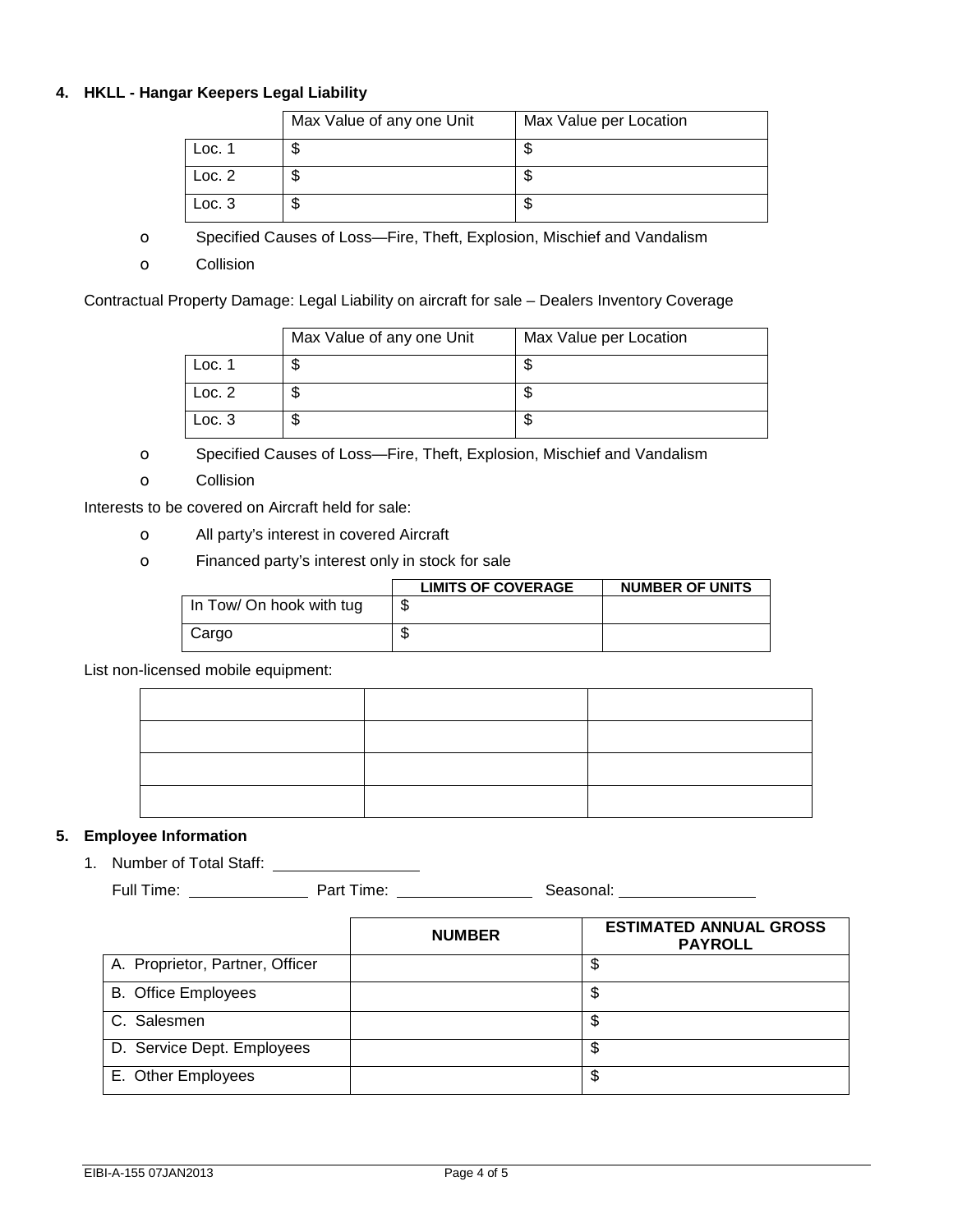## 4. HKLL - Hangar Keepers Legal Liability

| | Max Value of any one Unit | Max Value per Location |
|---|---|---|
| Loc. 1 | $ | $ |
| Loc. 2 | $ | $ |
| Loc. 3 | $ | $ |

- o Specified Causes of Loss—Fire, Theft, Explosion, Mischief and Vandalism
- o Collision

Contractual Property Damage: Legal Liability on aircraft for sale – Dealers Inventory Coverage

| | Max Value of any one Unit | Max Value per Location |
|---|---|---|
| Loc. 1 | $ | $ |
| Loc. 2 | $ | $ |
| Loc. 3 | $ | $ |

- o Specified Causes of Loss—Fire, Theft, Explosion, Mischief and Vandalism
- o Collision

Interests to be covered on Aircraft held for sale:

- o All party's interest in covered Aircraft
- o Financed party's interest only in stock for sale

| | LIMITS OF COVERAGE | NUMBER OF UNITS |
|---|---|---|
| In Tow/ On hook with tug | $ | |
| Cargo | $ | |

List non-licensed mobile equipment:

| | | |
|---|---|---|
| | | |
| | | |
| | | |
| | | |

## 5. Employee Information

1. Number of Total Staff: ________________

   Full Time: ______________ Part Time: ________________ Seasonal: ________________

| | NUMBER | ESTIMATED ANNUAL GROSS PAYROLL |
|---|---|---|
| A. Proprietor, Partner, Officer | | $ |
| B. Office Employees | | $ |
| C. Salesmen | | $ |
| D. Service Dept. Employees | | $ |
| E. Other Employees | | $ |

EIBI-A-155 07JAN2013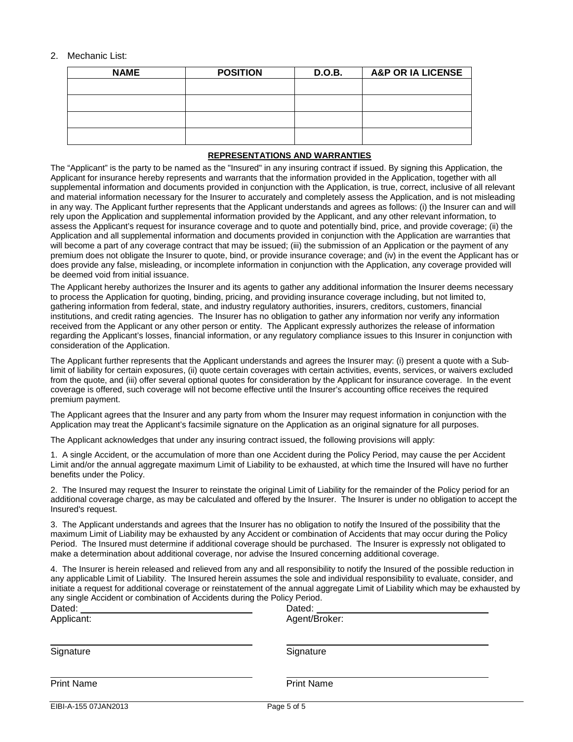2. Mechanic List:

| NAME | POSITION | D.O.B. | A&P OR IA LICENSE |
|---|---|---|---|
| | | | |
| | | | |
| | | | |
| | | | |

**REPRESENTATIONS AND WARRANTIES**

The "Applicant" is the party to be named as the "Insured" in any insuring contract if issued. By signing this Application, the Applicant for insurance hereby represents and warrants that the information provided in the Application, together with all supplemental information and documents provided in conjunction with the Application, is true, correct, inclusive of all relevant and material information necessary for the Insurer to accurately and completely assess the Application, and is not misleading in any way. The Applicant further represents that the Applicant understands and agrees as follows: (i) the Insurer can and will rely upon the Application and supplemental information provided by the Applicant, and any other relevant information, to assess the Applicant's request for insurance coverage and to quote and potentially bind, price, and provide coverage; (ii) the Application and all supplemental information and documents provided in conjunction with the Application are warranties that will become a part of any coverage contract that may be issued; (iii) the submission of an Application or the payment of any premium does not obligate the Insurer to quote, bind, or provide insurance coverage; and (iv) in the event the Applicant has or does provide any false, misleading, or incomplete information in conjunction with the Application, any coverage provided will be deemed void from initial issuance.

The Applicant hereby authorizes the Insurer and its agents to gather any additional information the Insurer deems necessary to process the Application for quoting, binding, pricing, and providing insurance coverage including, but not limited to, gathering information from federal, state, and industry regulatory authorities, insurers, creditors, customers, financial institutions, and credit rating agencies. The Insurer has no obligation to gather any information nor verify any information received from the Applicant or any other person or entity. The Applicant expressly authorizes the release of information regarding the Applicant's losses, financial information, or any regulatory compliance issues to this Insurer in conjunction with consideration of the Application.

The Applicant further represents that the Applicant understands and agrees the Insurer may: (i) present a quote with a Sub-limit of liability for certain exposures, (ii) quote certain coverages with certain activities, events, services, or waivers excluded from the quote, and (iii) offer several optional quotes for consideration by the Applicant for insurance coverage. In the event coverage is offered, such coverage will not become effective until the Insurer's accounting office receives the required premium payment.

The Applicant agrees that the Insurer and any party from whom the Insurer may request information in conjunction with the Application may treat the Applicant's facsimile signature on the Application as an original signature for all purposes.

The Applicant acknowledges that under any insuring contract issued, the following provisions will apply:

1. A single Accident, or the accumulation of more than one Accident during the Policy Period, may cause the per Accident Limit and/or the annual aggregate maximum Limit of Liability to be exhausted, at which time the Insured will have no further benefits under the Policy.

2. The Insured may request the Insurer to reinstate the original Limit of Liability for the remainder of the Policy period for an additional coverage charge, as may be calculated and offered by the Insurer. The Insurer is under no obligation to accept the Insured's request.

3. The Applicant understands and agrees that the Insurer has no obligation to notify the Insured of the possibility that the maximum Limit of Liability may be exhausted by any Accident or combination of Accidents that may occur during the Policy Period. The Insured must determine if additional coverage should be purchased. The Insurer is expressly not obligated to make a determination about additional coverage, nor advise the Insured concerning additional coverage.

4. The Insurer is herein released and relieved from any and all responsibility to notify the Insured of the possible reduction in any applicable Limit of Liability. The Insured herein assumes the sole and individual responsibility to evaluate, consider, and initiate a request for additional coverage or reinstatement of the annual aggregate Limit of Liability which may be exhausted by any single Accident or combination of Accidents during the Policy Period.

Dated: ______________________
Applicant:

______________________
Signature

______________________
Print Name

Dated: ______________________
Agent/Broker:

______________________
Signature

______________________
Print Name

EIBI-A-155 07JAN2013